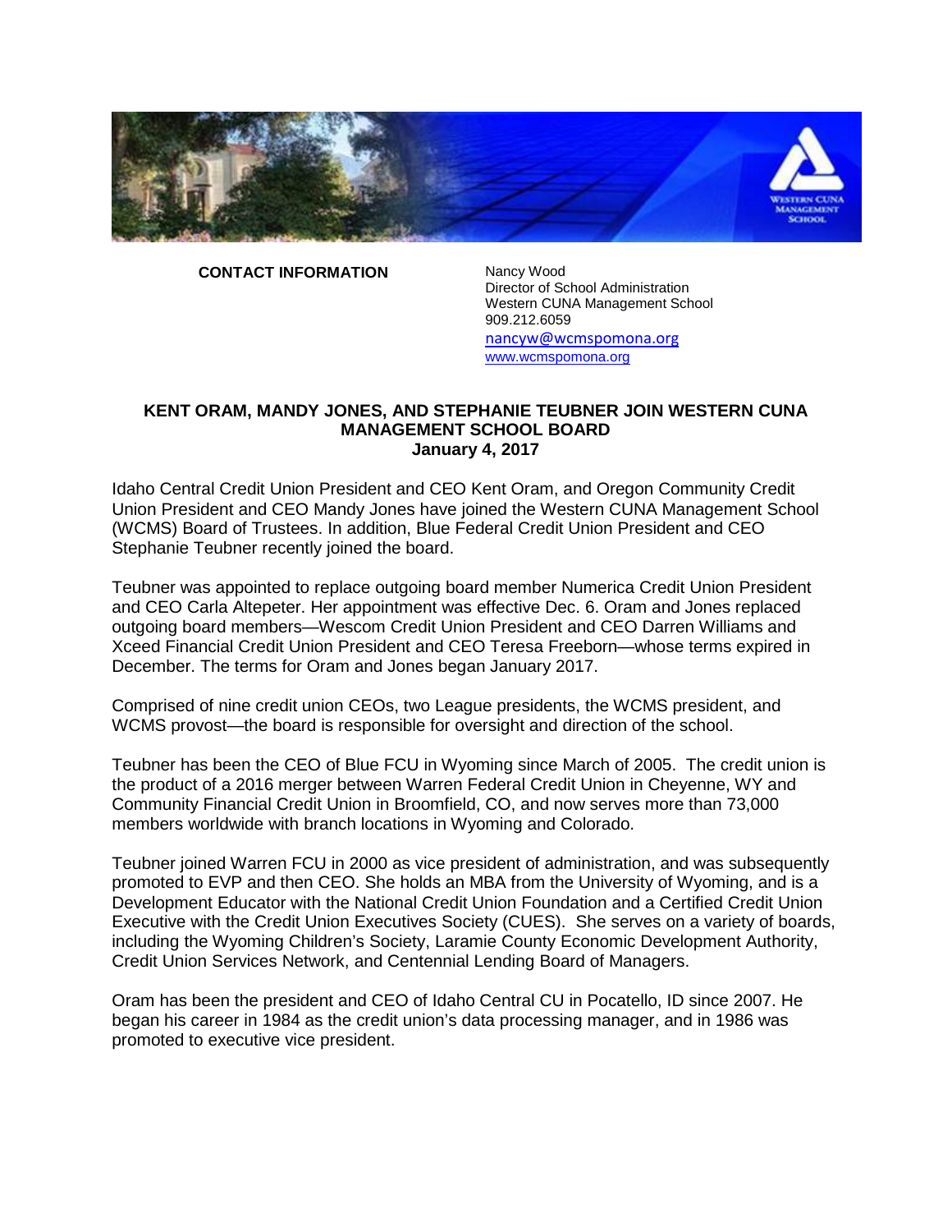**CONTACT INFORMATION**

Nancy Wood
Director of School Administration
Western CUNA Management School
909.212.6059
nancyw@wcmspomona.org
www.wcmspomona.org

# KENT ORAM, MANDY JONES, AND STEPHANIE TEUBNER JOIN WESTERN CUNA MANAGEMENT SCHOOL BOARD

**January 4, 2017**

Idaho Central Credit Union President and CEO Kent Oram, and Oregon Community Credit Union President and CEO Mandy Jones have joined the Western CUNA Management School (WCMS) Board of Trustees. In addition, Blue Federal Credit Union President and CEO Stephanie Teubner recently joined the board.

Teubner was appointed to replace outgoing board member Numerica Credit Union President and CEO Carla Altepeter. Her appointment was effective Dec. 6. Oram and Jones replaced outgoing board members—Wescom Credit Union President and CEO Darren Williams and Xceed Financial Credit Union President and CEO Teresa Freeborn—whose terms expired in December. The terms for Oram and Jones began January 2017.

Comprised of nine credit union CEOs, two League presidents, the WCMS president, and WCMS provost—the board is responsible for oversight and direction of the school.

Teubner has been the CEO of Blue FCU in Wyoming since March of 2005. The credit union is the product of a 2016 merger between Warren Federal Credit Union in Cheyenne, WY and Community Financial Credit Union in Broomfield, CO, and now serves more than 73,000 members worldwide with branch locations in Wyoming and Colorado.

Teubner joined Warren FCU in 2000 as vice president of administration, and was subsequently promoted to EVP and then CEO. She holds an MBA from the University of Wyoming, and is a Development Educator with the National Credit Union Foundation and a Certified Credit Union Executive with the Credit Union Executives Society (CUES). She serves on a variety of boards, including the Wyoming Children's Society, Laramie County Economic Development Authority, Credit Union Services Network, and Centennial Lending Board of Managers.

Oram has been the president and CEO of Idaho Central CU in Pocatello, ID since 2007. He began his career in 1984 as the credit union's data processing manager, and in 1986 was promoted to executive vice president.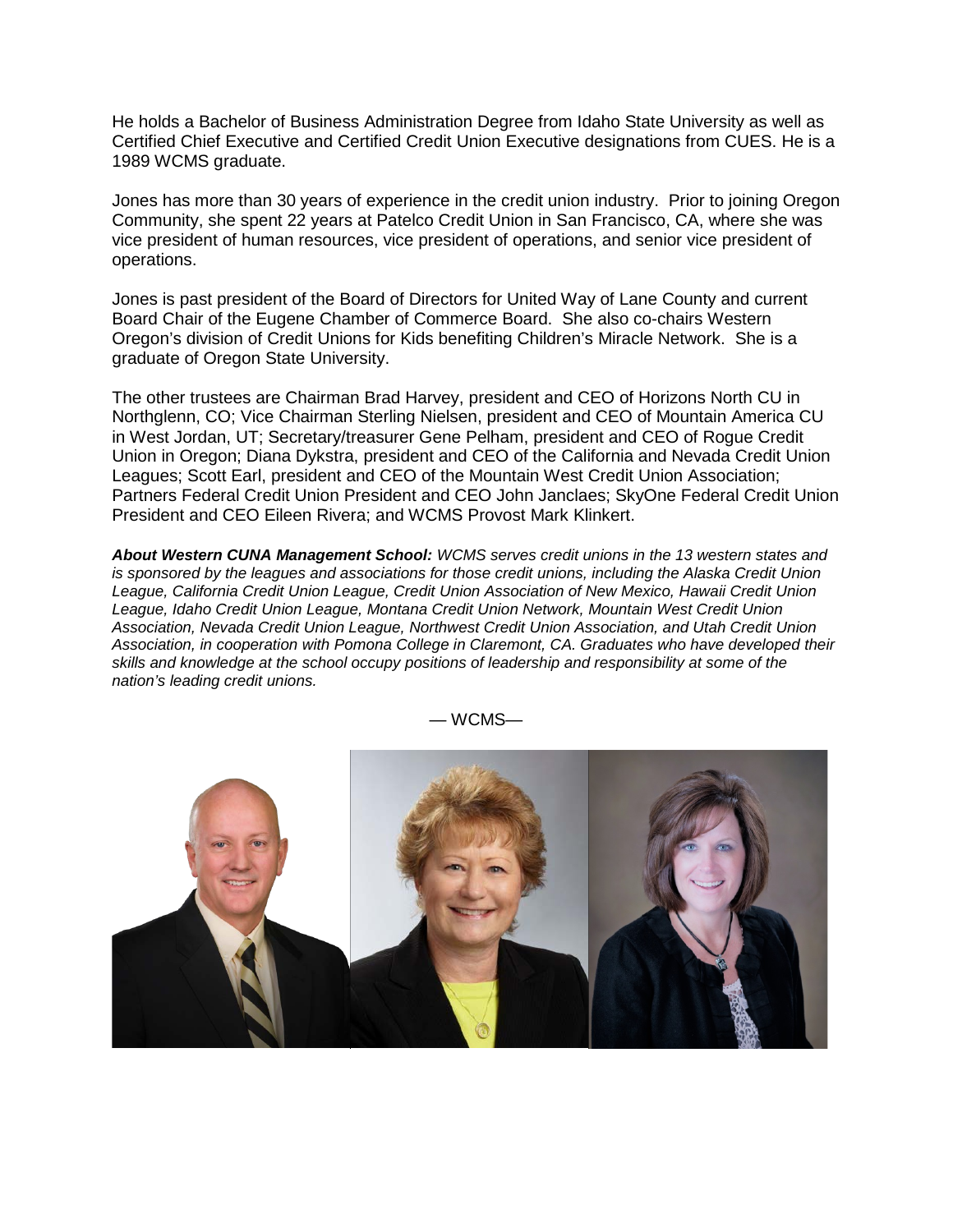He holds a Bachelor of Business Administration Degree from Idaho State University as well as Certified Chief Executive and Certified Credit Union Executive designations from CUES. He is a 1989 WCMS graduate.

Jones has more than 30 years of experience in the credit union industry. Prior to joining Oregon Community, she spent 22 years at Patelco Credit Union in San Francisco, CA, where she was vice president of human resources, vice president of operations, and senior vice president of operations.

Jones is past president of the Board of Directors for United Way of Lane County and current Board Chair of the Eugene Chamber of Commerce Board. She also co-chairs Western Oregon's division of Credit Unions for Kids benefiting Children's Miracle Network. She is a graduate of Oregon State University.

The other trustees are Chairman Brad Harvey, president and CEO of Horizons North CU in Northglenn, CO; Vice Chairman Sterling Nielsen, president and CEO of Mountain America CU in West Jordan, UT; Secretary/treasurer Gene Pelham, president and CEO of Rogue Credit Union in Oregon; Diana Dykstra, president and CEO of the California and Nevada Credit Union Leagues; Scott Earl, president and CEO of the Mountain West Credit Union Association; Partners Federal Credit Union President and CEO John Janclaes; SkyOne Federal Credit Union President and CEO Eileen Rivera; and WCMS Provost Mark Klinkert.

***About Western CUNA Management School:*** *WCMS serves credit unions in the 13 western states and is sponsored by the leagues and associations for those credit unions, including the Alaska Credit Union League, California Credit Union League, Credit Union Association of New Mexico, Hawaii Credit Union League, Idaho Credit Union League, Montana Credit Union Network, Mountain West Credit Union Association, Nevada Credit Union League, Northwest Credit Union Association, and Utah Credit Union Association, in cooperation with Pomona College in Claremont, CA. Graduates who have developed their skills and knowledge at the school occupy positions of leadership and responsibility at some of the nation's leading credit unions.*

— WCMS—